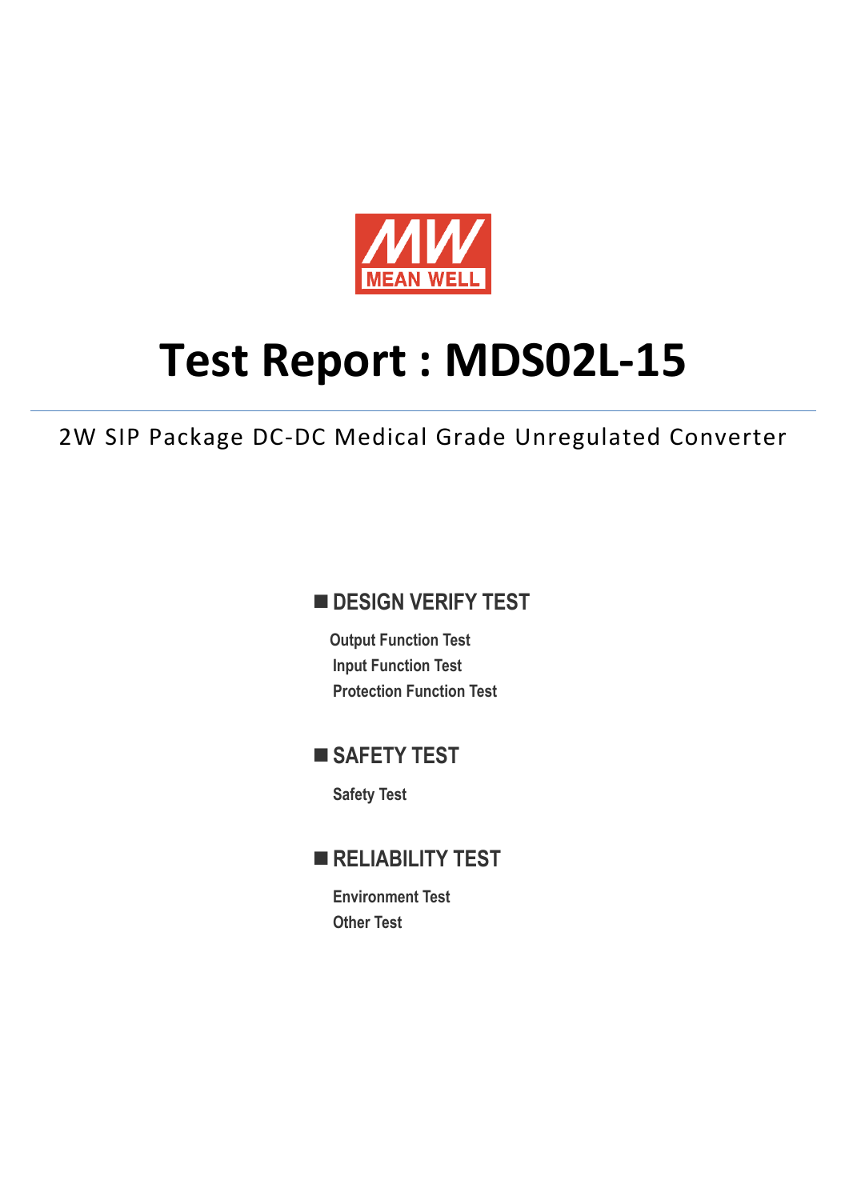MEAN WELL

# Test Report : MDS02L-15

2W SIP Package DC-DC Medical Grade Unregulated Converter

## ■ DESIGN VERIFY TEST

**Output Function Test**
**Input Function Test**
**Protection Function Test**

## ■ SAFETY TEST

**Safety Test**

## ■ RELIABILITY TEST

**Environment Test**
**Other Test**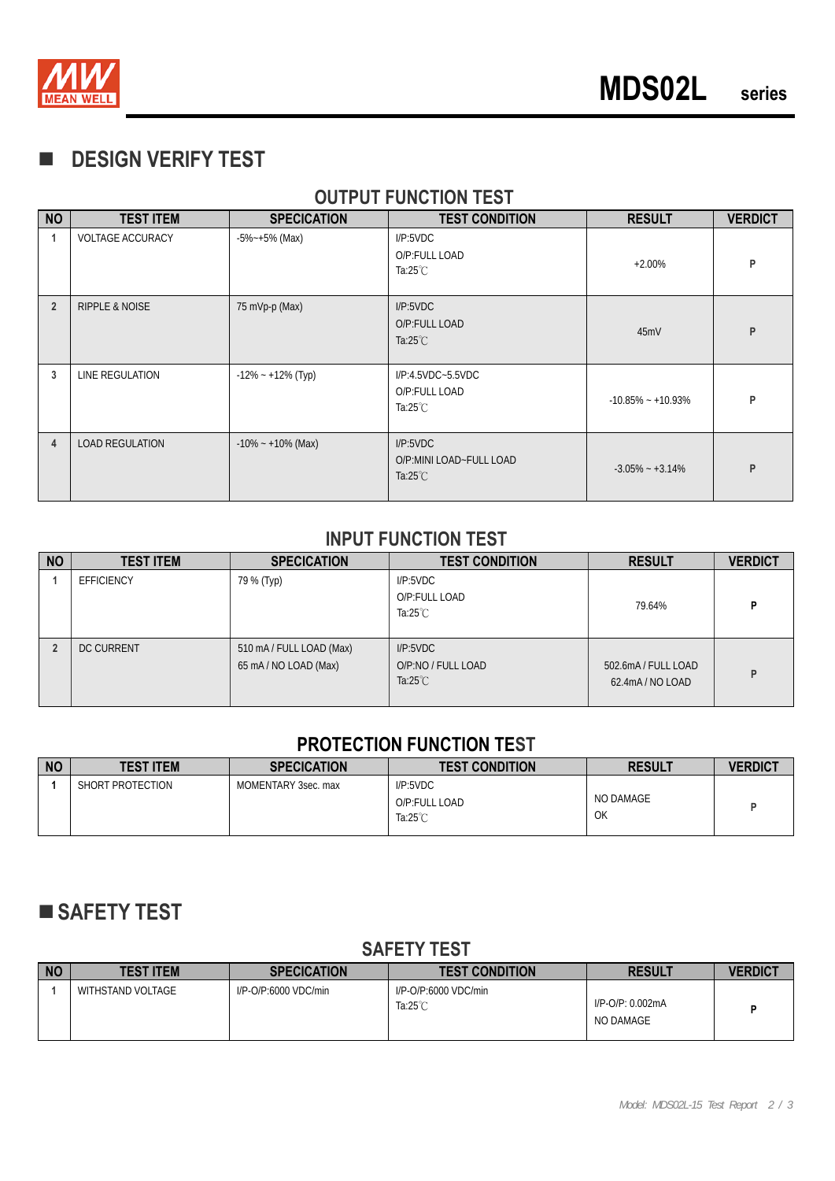## DESIGN VERIFY TEST

### OUTPUT FUNCTION TEST

| NO | TEST ITEM | SPECICATION | TEST CONDITION | RESULT | VERDICT |
|---|---|---|---|---|---|
| 1 | VOLTAGE ACCURACY | -5%~+5% (Max) | I/P:5VDC<br>O/P:FULL LOAD<br>Ta:25℃ | +2.00% | P |
| 2 | RIPPLE & NOISE | 75 mVp-p (Max) | I/P:5VDC<br>O/P:FULL LOAD<br>Ta:25℃ | 45mV | P |
| 3 | LINE REGULATION | -12% ~ +12% (Typ) | I/P:4.5VDC~5.5VDC<br>O/P:FULL LOAD<br>Ta:25℃ | -10.85% ~ +10.93% | P |
| 4 | LOAD REGULATION | -10% ~ +10% (Max) | I/P:5VDC<br>O/P:MINI LOAD~FULL LOAD<br>Ta:25℃ | -3.05% ~ +3.14% | P |

### INPUT FUNCTION TEST

| NO | TEST ITEM | SPECICATION | TEST CONDITION | RESULT | VERDICT |
|---|---|---|---|---|---|
| 1 | EFFICIENCY | 79 % (Typ) | I/P:5VDC<br>O/P:FULL LOAD<br>Ta:25℃ | 79.64% | P |
| 2 | DC CURRENT | 510 mA / FULL LOAD (Max)<br>65 mA / NO LOAD (Max) | I/P:5VDC<br>O/P:NO / FULL LOAD<br>Ta:25℃ | 502.6mA / FULL LOAD<br>62.4mA / NO LOAD | P |

### PROTECTION FUNCTION TEST

| NO | TEST ITEM | SPECICATION | TEST CONDITION | RESULT | VERDICT |
|---|---|---|---|---|---|
| 1 | SHORT PROTECTION | MOMENTARY 3sec. max | I/P:5VDC<br>O/P:FULL LOAD<br>Ta:25℃ | NO DAMAGE<br>OK | P |

## SAFETY TEST

### SAFETY TEST

| NO | TEST ITEM | SPECICATION | TEST CONDITION | RESULT | VERDICT |
|---|---|---|---|---|---|
| 1 | WITHSTAND VOLTAGE | I/P-O/P:6000 VDC/min | I/P-O/P:6000 VDC/min<br>Ta:25℃ | I/P-O/P: 0.002mA<br>NO DAMAGE | P |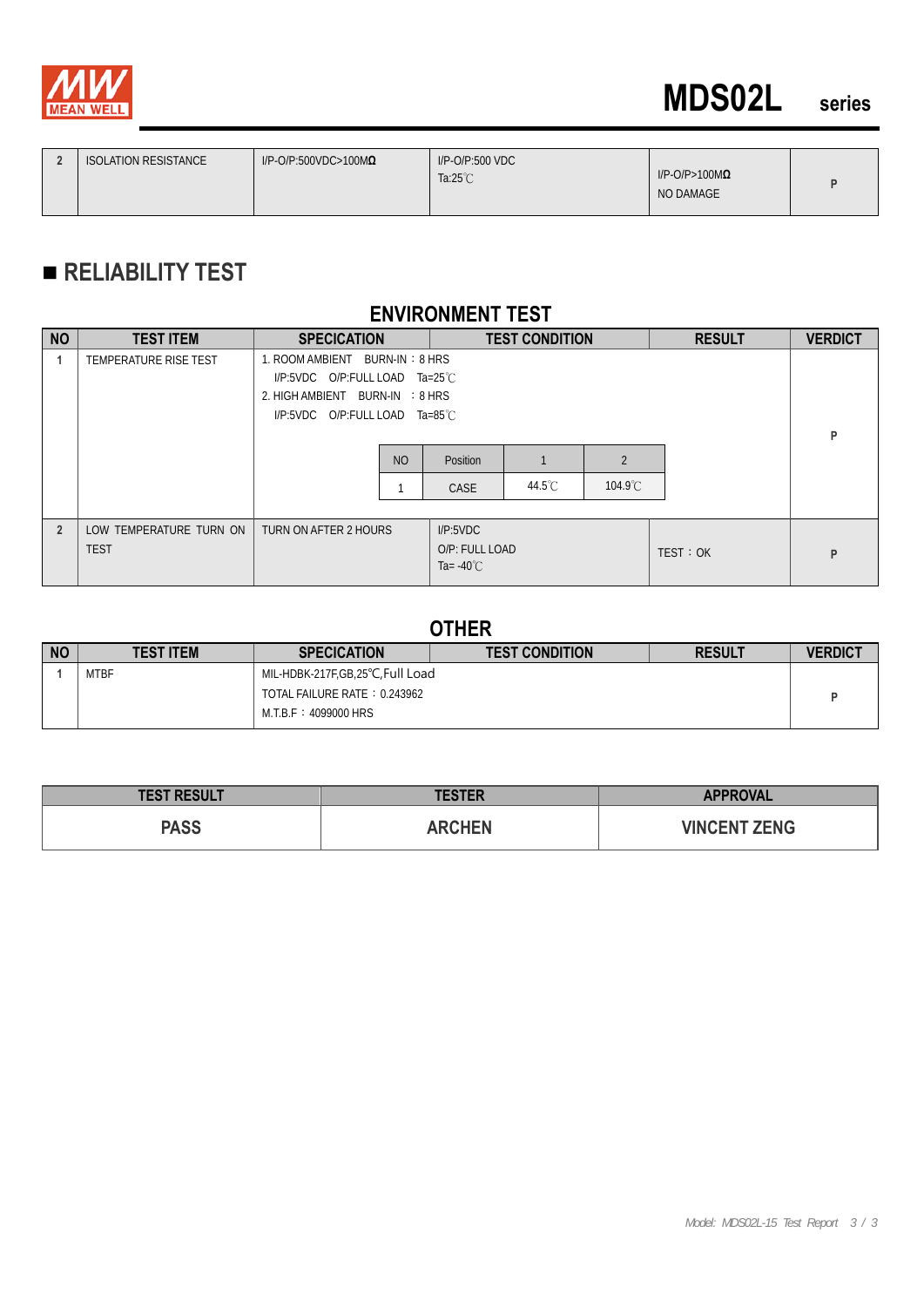| | | | | | |
|---|---|---|---|---|---|
| 2 | ISOLATION RESISTANCE | I/P-O/P:500VDC>100MΩ | I/P-O/P:500 VDC<br>Ta:25℃ | I/P-O/P>100MΩ<br>NO DAMAGE | P |

## ■ RELIABILITY TEST

### ENVIRONMENT TEST

| NO | TEST ITEM | SPECICATION | TEST CONDITION | RESULT | VERDICT |
|---|---|---|---|---|---|
| 1 | TEMPERATURE RISE TEST | 1. ROOM AMBIENT BURN-IN：8 HRS<br>I/P:5VDC O/P:FULL LOAD Ta=25℃<br>2. HIGH AMBIENT BURN-IN ：8 HRS<br>I/P:5VDC O/P:FULL LOAD Ta=85℃ | | | P |
| 2 | LOW TEMPERATURE TURN ON TEST | TURN ON AFTER 2 HOURS | I/P:5VDC<br>O/P: FULL LOAD<br>Ta= -40℃ | TEST：OK | P |

| NO | Position | 1 | 2 |
|---|---|---|---|
| 1 | CASE | 44.5℃ | 104.9℃ |

### OTHER

| NO | TEST ITEM | SPECICATION | TEST CONDITION | RESULT | VERDICT |
|---|---|---|---|---|---|
| 1 | MTBF | MIL-HDBK-217F,GB,25℃,Full Load<br>TOTAL FAILURE RATE：0.243962<br>M.T.B.F：4099000 HRS | | | P |

| TEST RESULT | TESTER | APPROVAL |
|---|---|---|
| PASS | ARCHEN | VINCENT ZENG |